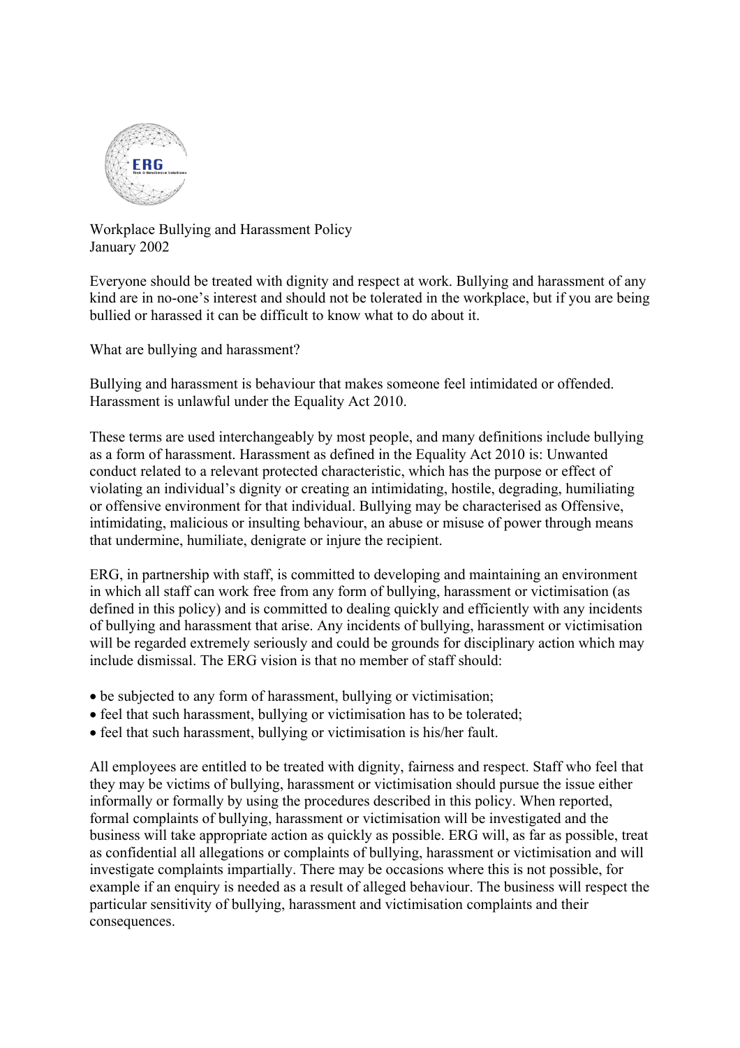Workplace Bullying and Harassment Policy
January 2002

Everyone should be treated with dignity and respect at work. Bullying and harassment of any kind are in no-one's interest and should not be tolerated in the workplace, but if you are being bullied or harassed it can be difficult to know what to do about it.

What are bullying and harassment?

Bullying and harassment is behaviour that makes someone feel intimidated or offended. Harassment is unlawful under the Equality Act 2010.

These terms are used interchangeably by most people, and many definitions include bullying as a form of harassment. Harassment as defined in the Equality Act 2010 is: Unwanted conduct related to a relevant protected characteristic, which has the purpose or effect of violating an individual's dignity or creating an intimidating, hostile, degrading, humiliating or offensive environment for that individual. Bullying may be characterised as Offensive, intimidating, malicious or insulting behaviour, an abuse or misuse of power through means that undermine, humiliate, denigrate or injure the recipient.

ERG, in partnership with staff, is committed to developing and maintaining an environment in which all staff can work free from any form of bullying, harassment or victimisation (as defined in this policy) and is committed to dealing quickly and efficiently with any incidents of bullying and harassment that arise. Any incidents of bullying, harassment or victimisation will be regarded extremely seriously and could be grounds for disciplinary action which may include dismissal. The ERG vision is that no member of staff should:

- be subjected to any form of harassment, bullying or victimisation;
- feel that such harassment, bullying or victimisation has to be tolerated;
- feel that such harassment, bullying or victimisation is his/her fault.

All employees are entitled to be treated with dignity, fairness and respect. Staff who feel that they may be victims of bullying, harassment or victimisation should pursue the issue either informally or formally by using the procedures described in this policy. When reported, formal complaints of bullying, harassment or victimisation will be investigated and the business will take appropriate action as quickly as possible. ERG will, as far as possible, treat as confidential all allegations or complaints of bullying, harassment or victimisation and will investigate complaints impartially. There may be occasions where this is not possible, for example if an enquiry is needed as a result of alleged behaviour. The business will respect the particular sensitivity of bullying, harassment and victimisation complaints and their consequences.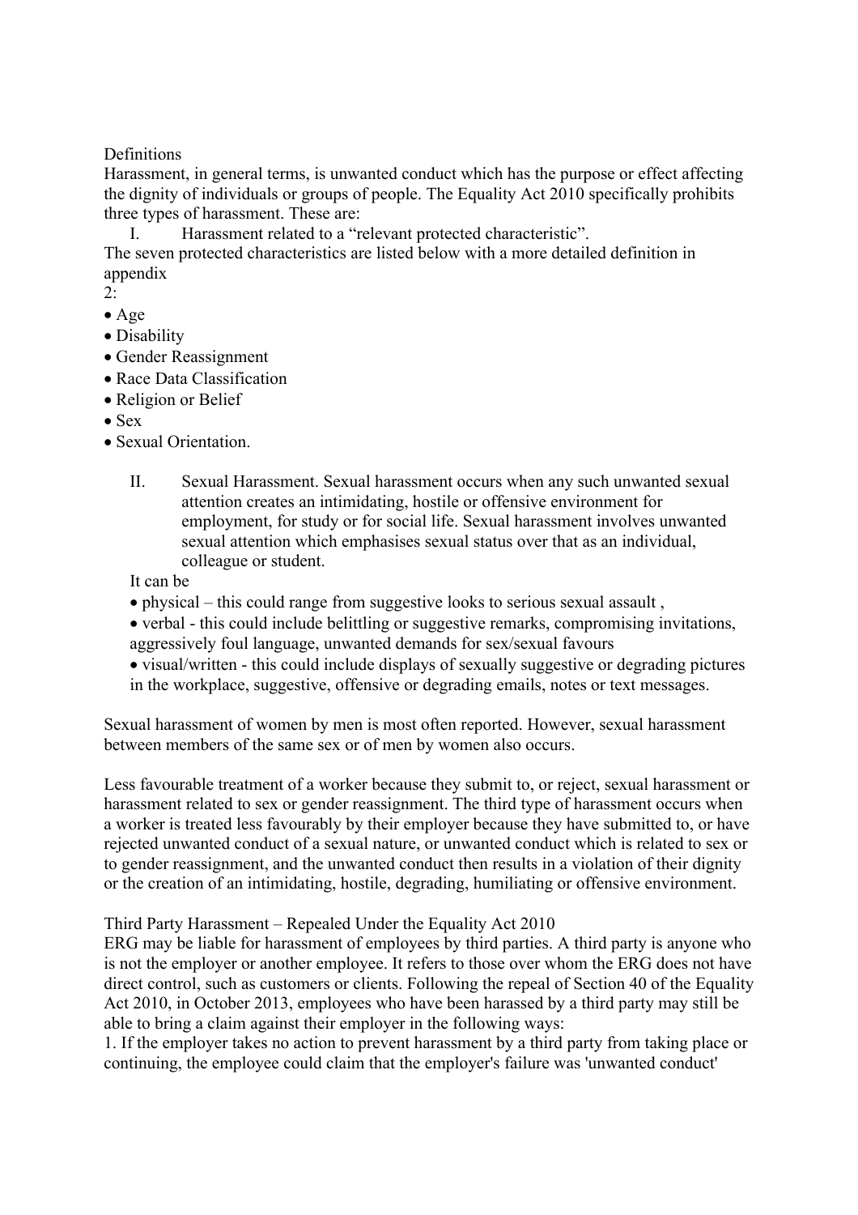Definitions

Harassment, in general terms, is unwanted conduct which has the purpose or effect affecting the dignity of individuals or groups of people. The Equality Act 2010 specifically prohibits three types of harassment. These are:

I. Harassment related to a "relevant protected characteristic".

The seven protected characteristics are listed below with a more detailed definition in appendix 2:

- Age
- Disability
- Gender Reassignment
- Race Data Classification
- Religion or Belief
- Sex
- Sexual Orientation.

II. Sexual Harassment. Sexual harassment occurs when any such unwanted sexual attention creates an intimidating, hostile or offensive environment for employment, for study or for social life. Sexual harassment involves unwanted sexual attention which emphasises sexual status over that as an individual, colleague or student.

It can be

- physical – this could range from suggestive looks to serious sexual assault ,
- verbal - this could include belittling or suggestive remarks, compromising invitations, aggressively foul language, unwanted demands for sex/sexual favours
- visual/written - this could include displays of sexually suggestive or degrading pictures in the workplace, suggestive, offensive or degrading emails, notes or text messages.

Sexual harassment of women by men is most often reported. However, sexual harassment between members of the same sex or of men by women also occurs.

Less favourable treatment of a worker because they submit to, or reject, sexual harassment or harassment related to sex or gender reassignment. The third type of harassment occurs when a worker is treated less favourably by their employer because they have submitted to, or have rejected unwanted conduct of a sexual nature, or unwanted conduct which is related to sex or to gender reassignment, and the unwanted conduct then results in a violation of their dignity or the creation of an intimidating, hostile, degrading, humiliating or offensive environment.

Third Party Harassment – Repealed Under the Equality Act 2010

ERG may be liable for harassment of employees by third parties. A third party is anyone who is not the employer or another employee. It refers to those over whom the ERG does not have direct control, such as customers or clients. Following the repeal of Section 40 of the Equality Act 2010, in October 2013, employees who have been harassed by a third party may still be able to bring a claim against their employer in the following ways:

1. If the employer takes no action to prevent harassment by a third party from taking place or continuing, the employee could claim that the employer's failure was 'unwanted conduct'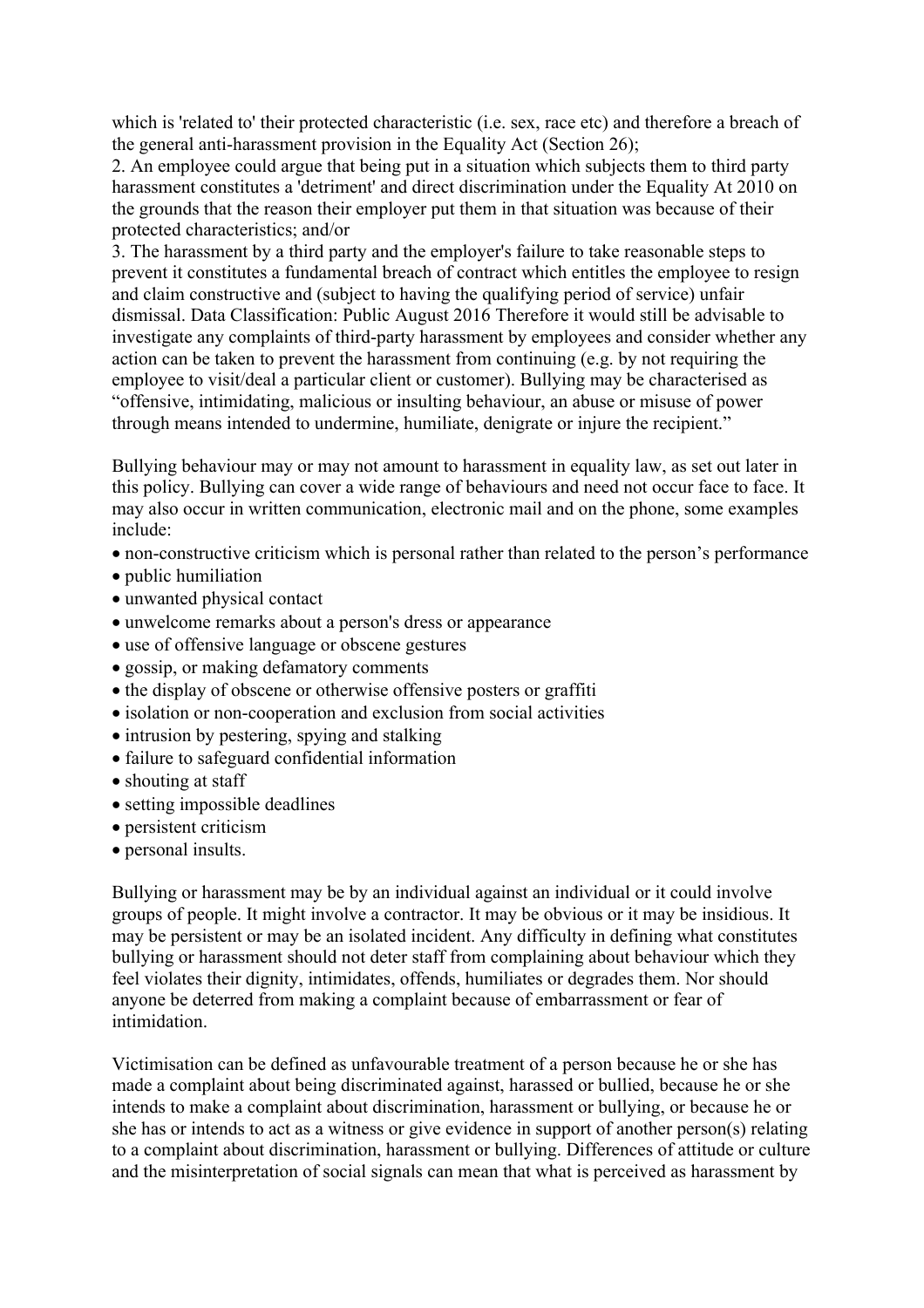which is 'related to' their protected characteristic (i.e. sex, race etc) and therefore a breach of the general anti-harassment provision in the Equality Act (Section 26);

2. An employee could argue that being put in a situation which subjects them to third party harassment constitutes a 'detriment' and direct discrimination under the Equality At 2010 on the grounds that the reason their employer put them in that situation was because of their protected characteristics; and/or

3. The harassment by a third party and the employer's failure to take reasonable steps to prevent it constitutes a fundamental breach of contract which entitles the employee to resign and claim constructive and (subject to having the qualifying period of service) unfair dismissal. Data Classification: Public August 2016 Therefore it would still be advisable to investigate any complaints of third-party harassment by employees and consider whether any action can be taken to prevent the harassment from continuing (e.g. by not requiring the employee to visit/deal a particular client or customer). Bullying may be characterised as "offensive, intimidating, malicious or insulting behaviour, an abuse or misuse of power through means intended to undermine, humiliate, denigrate or injure the recipient."

Bullying behaviour may or may not amount to harassment in equality law, as set out later in this policy. Bullying can cover a wide range of behaviours and need not occur face to face. It may also occur in written communication, electronic mail and on the phone, some examples include:

- non-constructive criticism which is personal rather than related to the person's performance
- public humiliation
- unwanted physical contact
- unwelcome remarks about a person's dress or appearance
- use of offensive language or obscene gestures
- gossip, or making defamatory comments
- the display of obscene or otherwise offensive posters or graffiti
- isolation or non-cooperation and exclusion from social activities
- intrusion by pestering, spying and stalking
- failure to safeguard confidential information
- shouting at staff
- setting impossible deadlines
- persistent criticism
- personal insults.

Bullying or harassment may be by an individual against an individual or it could involve groups of people. It might involve a contractor. It may be obvious or it may be insidious. It may be persistent or may be an isolated incident. Any difficulty in defining what constitutes bullying or harassment should not deter staff from complaining about behaviour which they feel violates their dignity, intimidates, offends, humiliates or degrades them. Nor should anyone be deterred from making a complaint because of embarrassment or fear of intimidation.

Victimisation can be defined as unfavourable treatment of a person because he or she has made a complaint about being discriminated against, harassed or bullied, because he or she intends to make a complaint about discrimination, harassment or bullying, or because he or she has or intends to act as a witness or give evidence in support of another person(s) relating to a complaint about discrimination, harassment or bullying. Differences of attitude or culture and the misinterpretation of social signals can mean that what is perceived as harassment by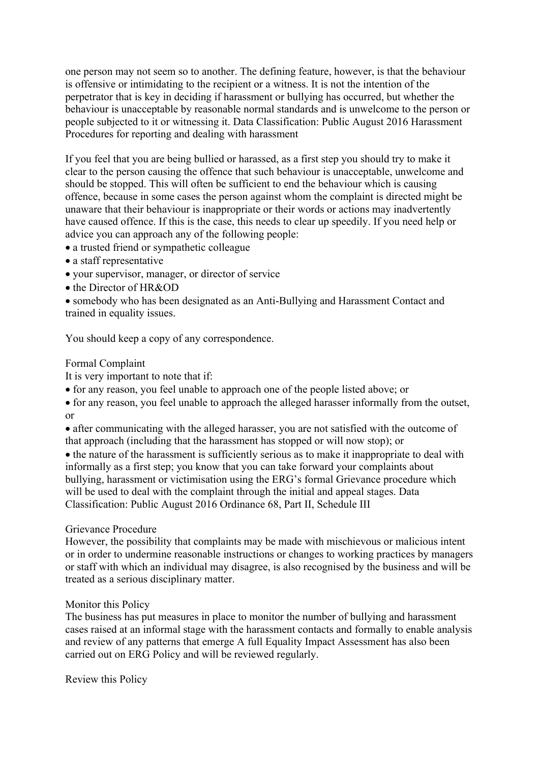one person may not seem so to another. The defining feature, however, is that the behaviour is offensive or intimidating to the recipient or a witness. It is not the intention of the perpetrator that is key in deciding if harassment or bullying has occurred, but whether the behaviour is unacceptable by reasonable normal standards and is unwelcome to the person or people subjected to it or witnessing it. Data Classification: Public August 2016 Harassment Procedures for reporting and dealing with harassment

If you feel that you are being bullied or harassed, as a first step you should try to make it clear to the person causing the offence that such behaviour is unacceptable, unwelcome and should be stopped. This will often be sufficient to end the behaviour which is causing offence, because in some cases the person against whom the complaint is directed might be unaware that their behaviour is inappropriate or their words or actions may inadvertently have caused offence. If this is the case, this needs to clear up speedily. If you need help or advice you can approach any of the following people:

- a trusted friend or sympathetic colleague
- a staff representative
- your supervisor, manager, or director of service
- the Director of HR&OD
- somebody who has been designated as an Anti-Bullying and Harassment Contact and trained in equality issues.

You should keep a copy of any correspondence.

## Formal Complaint

It is very important to note that if:

- for any reason, you feel unable to approach one of the people listed above; or
- for any reason, you feel unable to approach the alleged harasser informally from the outset, or
- after communicating with the alleged harasser, you are not satisfied with the outcome of that approach (including that the harassment has stopped or will now stop); or
- the nature of the harassment is sufficiently serious as to make it inappropriate to deal with informally as a first step; you know that you can take forward your complaints about bullying, harassment or victimisation using the ERG's formal Grievance procedure which will be used to deal with the complaint through the initial and appeal stages. Data Classification: Public August 2016 Ordinance 68, Part II, Schedule III

## Grievance Procedure

However, the possibility that complaints may be made with mischievous or malicious intent or in order to undermine reasonable instructions or changes to working practices by managers or staff with which an individual may disagree, is also recognised by the business and will be treated as a serious disciplinary matter.

## Monitor this Policy

The business has put measures in place to monitor the number of bullying and harassment cases raised at an informal stage with the harassment contacts and formally to enable analysis and review of any patterns that emerge A full Equality Impact Assessment has also been carried out on ERG Policy and will be reviewed regularly.

## Review this Policy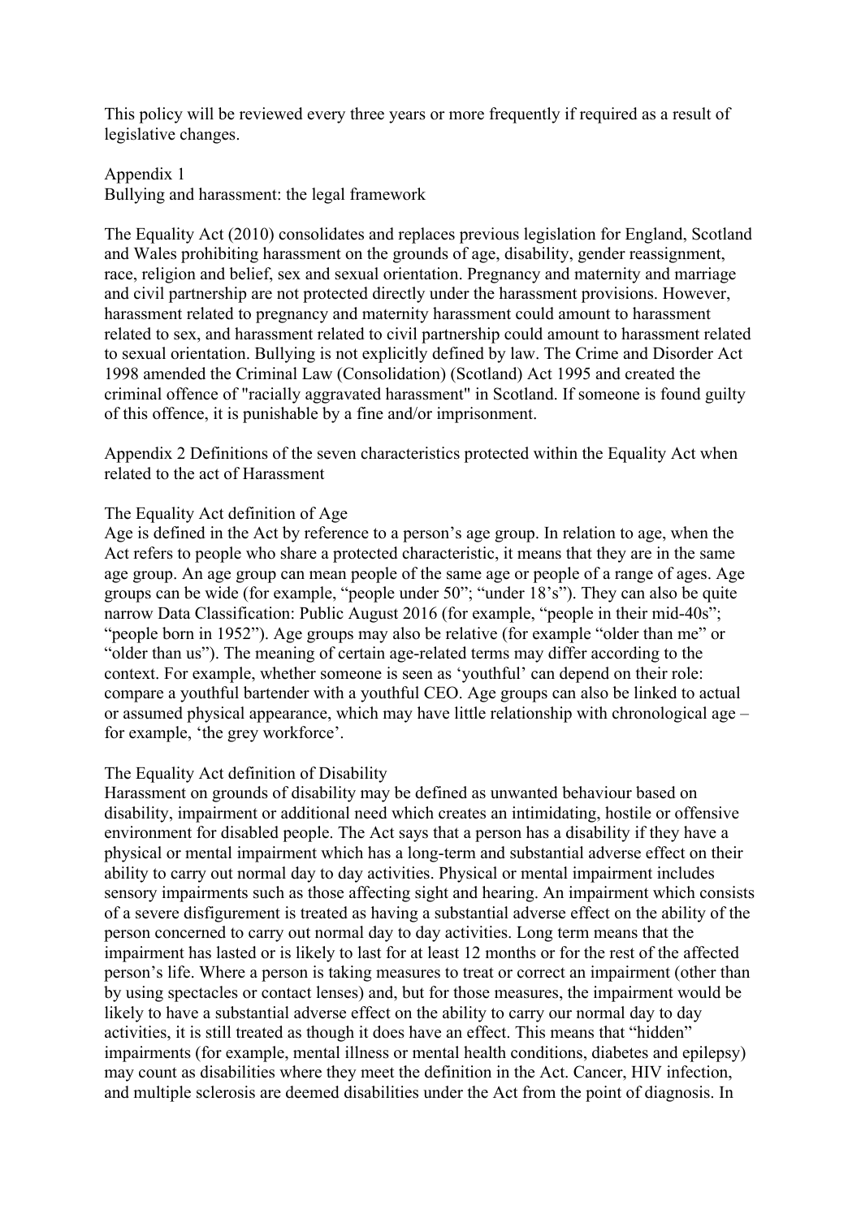This policy will be reviewed every three years or more frequently if required as a result of legislative changes.

## Appendix 1
### Bullying and harassment: the legal framework

The Equality Act (2010) consolidates and replaces previous legislation for England, Scotland and Wales prohibiting harassment on the grounds of age, disability, gender reassignment, race, religion and belief, sex and sexual orientation. Pregnancy and maternity and marriage and civil partnership are not protected directly under the harassment provisions. However, harassment related to pregnancy and maternity harassment could amount to harassment related to sex, and harassment related to civil partnership could amount to harassment related to sexual orientation. Bullying is not explicitly defined by law. The Crime and Disorder Act 1998 amended the Criminal Law (Consolidation) (Scotland) Act 1995 and created the criminal offence of "racially aggravated harassment" in Scotland. If someone is found guilty of this offence, it is punishable by a fine and/or imprisonment.

## Appendix 2 Definitions of the seven characteristics protected within the Equality Act when related to the act of Harassment

### The Equality Act definition of Age

Age is defined in the Act by reference to a person's age group. In relation to age, when the Act refers to people who share a protected characteristic, it means that they are in the same age group. An age group can mean people of the same age or people of a range of ages. Age groups can be wide (for example, "people under 50"; "under 18's"). They can also be quite narrow Data Classification: Public August 2016 (for example, "people in their mid-40s"; "people born in 1952"). Age groups may also be relative (for example "older than me" or "older than us"). The meaning of certain age-related terms may differ according to the context. For example, whether someone is seen as 'youthful' can depend on their role: compare a youthful bartender with a youthful CEO. Age groups can also be linked to actual or assumed physical appearance, which may have little relationship with chronological age – for example, 'the grey workforce'.

### The Equality Act definition of Disability

Harassment on grounds of disability may be defined as unwanted behaviour based on disability, impairment or additional need which creates an intimidating, hostile or offensive environment for disabled people. The Act says that a person has a disability if they have a physical or mental impairment which has a long-term and substantial adverse effect on their ability to carry out normal day to day activities. Physical or mental impairment includes sensory impairments such as those affecting sight and hearing. An impairment which consists of a severe disfigurement is treated as having a substantial adverse effect on the ability of the person concerned to carry out normal day to day activities. Long term means that the impairment has lasted or is likely to last for at least 12 months or for the rest of the affected person's life. Where a person is taking measures to treat or correct an impairment (other than by using spectacles or contact lenses) and, but for those measures, the impairment would be likely to have a substantial adverse effect on the ability to carry our normal day to day activities, it is still treated as though it does have an effect. This means that "hidden" impairments (for example, mental illness or mental health conditions, diabetes and epilepsy) may count as disabilities where they meet the definition in the Act. Cancer, HIV infection, and multiple sclerosis are deemed disabilities under the Act from the point of diagnosis. In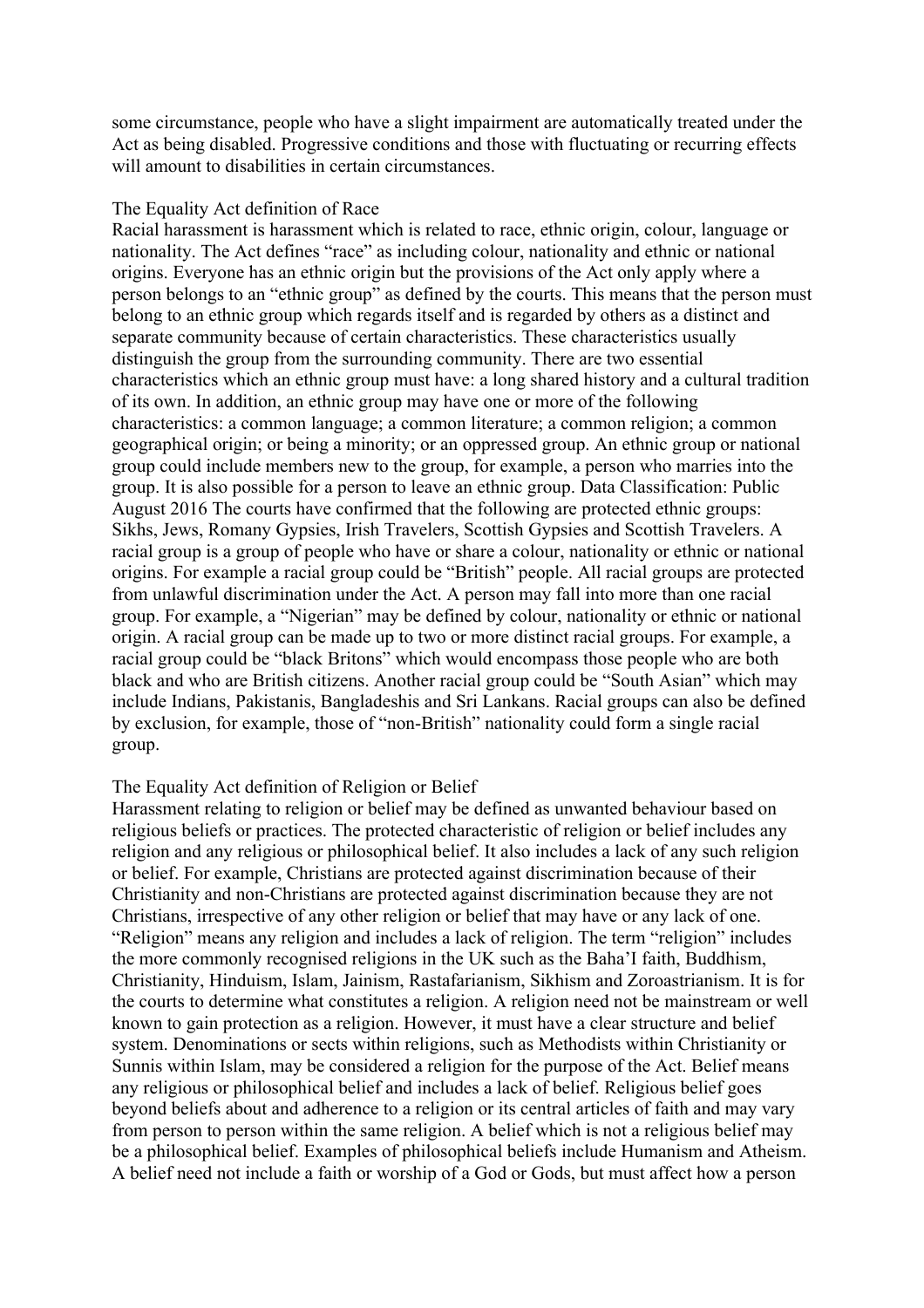some circumstance, people who have a slight impairment are automatically treated under the Act as being disabled. Progressive conditions and those with fluctuating or recurring effects will amount to disabilities in certain circumstances.

The Equality Act definition of Race

Racial harassment is harassment which is related to race, ethnic origin, colour, language or nationality. The Act defines "race" as including colour, nationality and ethnic or national origins. Everyone has an ethnic origin but the provisions of the Act only apply where a person belongs to an "ethnic group" as defined by the courts. This means that the person must belong to an ethnic group which regards itself and is regarded by others as a distinct and separate community because of certain characteristics. These characteristics usually distinguish the group from the surrounding community. There are two essential characteristics which an ethnic group must have: a long shared history and a cultural tradition of its own. In addition, an ethnic group may have one or more of the following characteristics: a common language; a common literature; a common religion; a common geographical origin; or being a minority; or an oppressed group. An ethnic group or national group could include members new to the group, for example, a person who marries into the group. It is also possible for a person to leave an ethnic group. Data Classification: Public August 2016 The courts have confirmed that the following are protected ethnic groups: Sikhs, Jews, Romany Gypsies, Irish Travelers, Scottish Gypsies and Scottish Travelers. A racial group is a group of people who have or share a colour, nationality or ethnic or national origins. For example a racial group could be "British" people. All racial groups are protected from unlawful discrimination under the Act. A person may fall into more than one racial group. For example, a "Nigerian" may be defined by colour, nationality or ethnic or national origin. A racial group can be made up to two or more distinct racial groups. For example, a racial group could be "black Britons" which would encompass those people who are both black and who are British citizens. Another racial group could be "South Asian" which may include Indians, Pakistanis, Bangladeshis and Sri Lankans. Racial groups can also be defined by exclusion, for example, those of "non-British" nationality could form a single racial group.

The Equality Act definition of Religion or Belief

Harassment relating to religion or belief may be defined as unwanted behaviour based on religious beliefs or practices. The protected characteristic of religion or belief includes any religion and any religious or philosophical belief. It also includes a lack of any such religion or belief. For example, Christians are protected against discrimination because of their Christianity and non-Christians are protected against discrimination because they are not Christians, irrespective of any other religion or belief that may have or any lack of one. "Religion" means any religion and includes a lack of religion. The term "religion" includes the more commonly recognised religions in the UK such as the Baha'I faith, Buddhism, Christianity, Hinduism, Islam, Jainism, Rastafarianism, Sikhism and Zoroastrianism. It is for the courts to determine what constitutes a religion. A religion need not be mainstream or well known to gain protection as a religion. However, it must have a clear structure and belief system. Denominations or sects within religions, such as Methodists within Christianity or Sunnis within Islam, may be considered a religion for the purpose of the Act. Belief means any religious or philosophical belief and includes a lack of belief. Religious belief goes beyond beliefs about and adherence to a religion or its central articles of faith and may vary from person to person within the same religion. A belief which is not a religious belief may be a philosophical belief. Examples of philosophical beliefs include Humanism and Atheism. A belief need not include a faith or worship of a God or Gods, but must affect how a person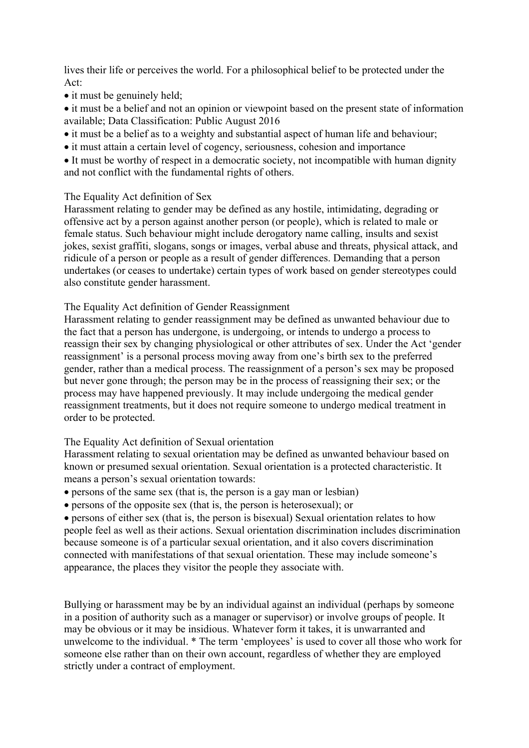lives their life or perceives the world. For a philosophical belief to be protected under the Act:

- it must be genuinely held;
- it must be a belief and not an opinion or viewpoint based on the present state of information available; Data Classification: Public August 2016
- it must be a belief as to a weighty and substantial aspect of human life and behaviour;
- it must attain a certain level of cogency, seriousness, cohesion and importance
- It must be worthy of respect in a democratic society, not incompatible with human dignity and not conflict with the fundamental rights of others.

The Equality Act definition of Sex

Harassment relating to gender may be defined as any hostile, intimidating, degrading or offensive act by a person against another person (or people), which is related to male or female status. Such behaviour might include derogatory name calling, insults and sexist jokes, sexist graffiti, slogans, songs or images, verbal abuse and threats, physical attack, and ridicule of a person or people as a result of gender differences. Demanding that a person undertakes (or ceases to undertake) certain types of work based on gender stereotypes could also constitute gender harassment.

The Equality Act definition of Gender Reassignment

Harassment relating to gender reassignment may be defined as unwanted behaviour due to the fact that a person has undergone, is undergoing, or intends to undergo a process to reassign their sex by changing physiological or other attributes of sex. Under the Act 'gender reassignment' is a personal process moving away from one's birth sex to the preferred gender, rather than a medical process. The reassignment of a person's sex may be proposed but never gone through; the person may be in the process of reassigning their sex; or the process may have happened previously. It may include undergoing the medical gender reassignment treatments, but it does not require someone to undergo medical treatment in order to be protected.

The Equality Act definition of Sexual orientation

Harassment relating to sexual orientation may be defined as unwanted behaviour based on known or presumed sexual orientation. Sexual orientation is a protected characteristic. It means a person's sexual orientation towards:

- persons of the same sex (that is, the person is a gay man or lesbian)
- persons of the opposite sex (that is, the person is heterosexual); or
- persons of either sex (that is, the person is bisexual) Sexual orientation relates to how people feel as well as their actions. Sexual orientation discrimination includes discrimination because someone is of a particular sexual orientation, and it also covers discrimination connected with manifestations of that sexual orientation. These may include someone's appearance, the places they visitor the people they associate with.

Bullying or harassment may be by an individual against an individual (perhaps by someone in a position of authority such as a manager or supervisor) or involve groups of people. It may be obvious or it may be insidious. Whatever form it takes, it is unwarranted and unwelcome to the individual. * The term 'employees' is used to cover all those who work for someone else rather than on their own account, regardless of whether they are employed strictly under a contract of employment.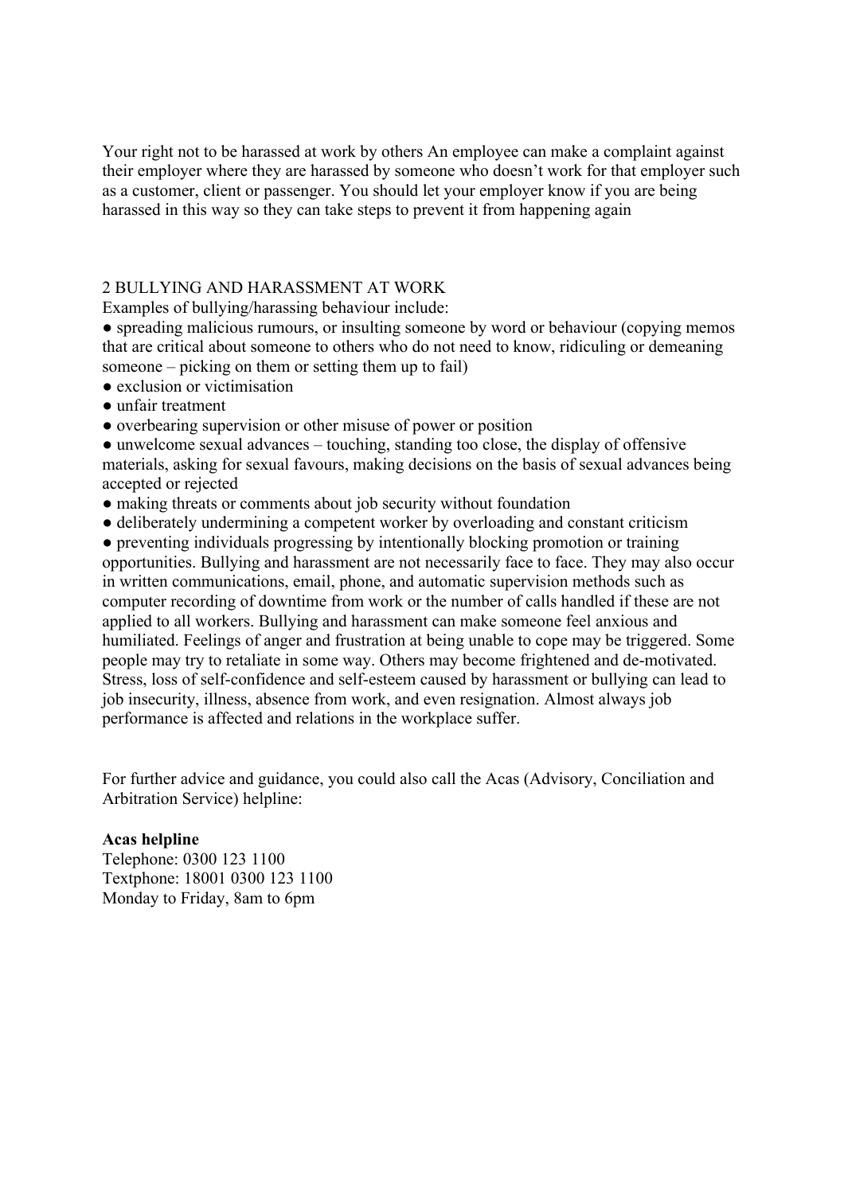Your right not to be harassed at work by others An employee can make a complaint against their employer where they are harassed by someone who doesn't work for that employer such as a customer, client or passenger. You should let your employer know if you are being harassed in this way so they can take steps to prevent it from happening again

## 2 BULLYING AND HARASSMENT AT WORK

Examples of bullying/harassing behaviour include:

- spreading malicious rumours, or insulting someone by word or behaviour (copying memos that are critical about someone to others who do not need to know, ridiculing or demeaning someone – picking on them or setting them up to fail)
- exclusion or victimisation
- unfair treatment
- overbearing supervision or other misuse of power or position
- unwelcome sexual advances – touching, standing too close, the display of offensive materials, asking for sexual favours, making decisions on the basis of sexual advances being accepted or rejected
- making threats or comments about job security without foundation
- deliberately undermining a competent worker by overloading and constant criticism
- preventing individuals progressing by intentionally blocking promotion or training opportunities. Bullying and harassment are not necessarily face to face. They may also occur in written communications, email, phone, and automatic supervision methods such as computer recording of downtime from work or the number of calls handled if these are not applied to all workers. Bullying and harassment can make someone feel anxious and humiliated. Feelings of anger and frustration at being unable to cope may be triggered. Some people may try to retaliate in some way. Others may become frightened and de-motivated. Stress, loss of self-confidence and self-esteem caused by harassment or bullying can lead to job insecurity, illness, absence from work, and even resignation. Almost always job performance is affected and relations in the workplace suffer.

For further advice and guidance, you could also call the Acas (Advisory, Conciliation and Arbitration Service) helpline:

**Acas helpline**
Telephone: 0300 123 1100
Textphone: 18001 0300 123 1100
Monday to Friday, 8am to 6pm